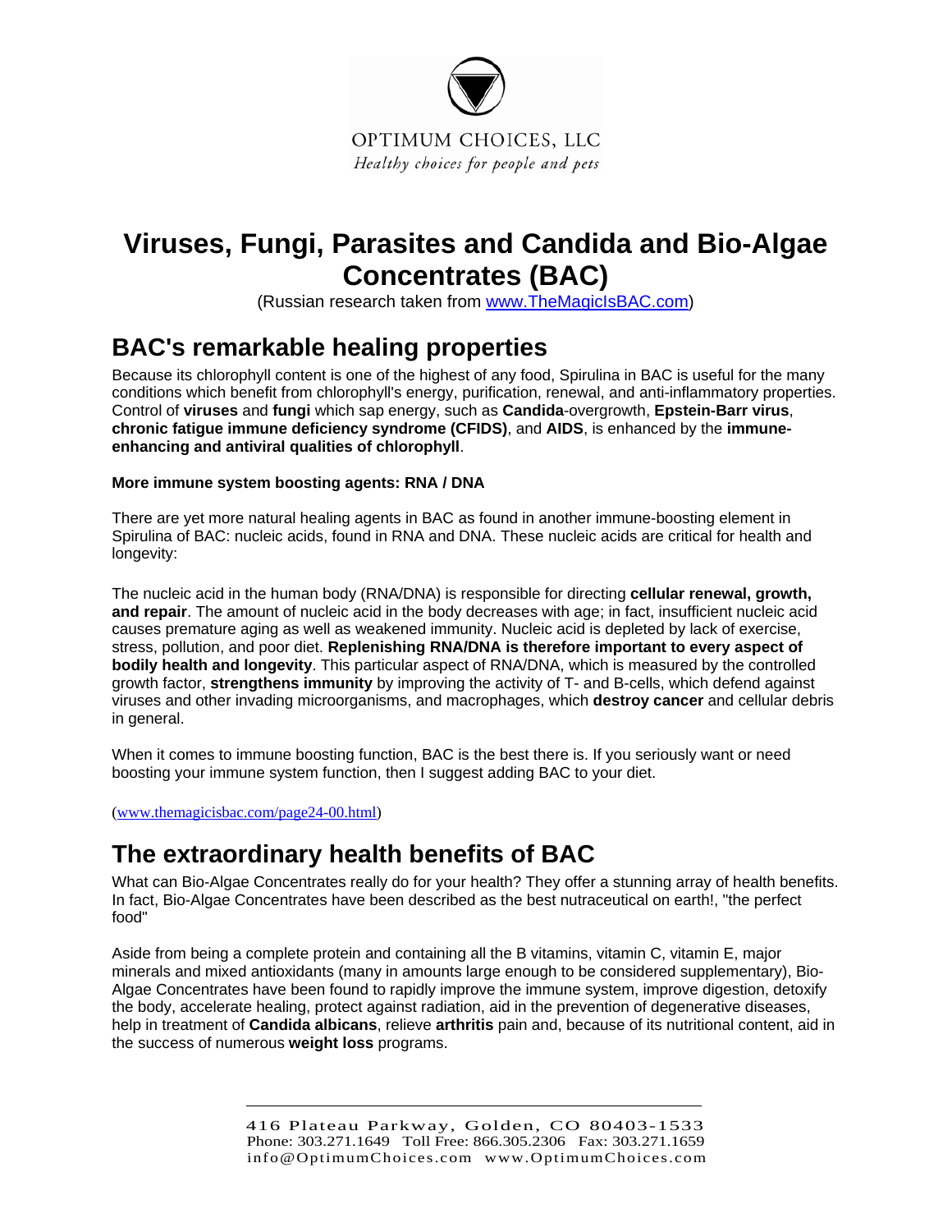OPTIMUM CHOICES, LLC

*Healthy choices for people and pets*

# Viruses, Fungi, Parasites and Candida and Bio-Algae Concentrates (BAC)

(Russian research taken from www.TheMagicIsBAC.com)

## BAC's remarkable healing properties

Because its chlorophyll content is one of the highest of any food, Spirulina in BAC is useful for the many conditions which benefit from chlorophyll's energy, purification, renewal, and anti-inflammatory properties. Control of **viruses** and **fungi** which sap energy, such as **Candida**-overgrowth, **Epstein-Barr virus**, **chronic fatigue immune deficiency syndrome (CFIDS)**, and **AIDS**, is enhanced by the **immune-enhancing and antiviral qualities of chlorophyll**.

**More immune system boosting agents: RNA / DNA**

There are yet more natural healing agents in BAC as found in another immune-boosting element in Spirulina of BAC: nucleic acids, found in RNA and DNA. These nucleic acids are critical for health and longevity:

The nucleic acid in the human body (RNA/DNA) is responsible for directing **cellular renewal, growth, and repair**. The amount of nucleic acid in the body decreases with age; in fact, insufficient nucleic acid causes premature aging as well as weakened immunity. Nucleic acid is depleted by lack of exercise, stress, pollution, and poor diet. **Replenishing RNA/DNA is therefore important to every aspect of bodily health and longevity**. This particular aspect of RNA/DNA, which is measured by the controlled growth factor, **strengthens immunity** by improving the activity of T- and B-cells, which defend against viruses and other invading microorganisms, and macrophages, which **destroy cancer** and cellular debris in general.

When it comes to immune boosting function, BAC is the best there is. If you seriously want or need boosting your immune system function, then I suggest adding BAC to your diet.

(www.themagicisbac.com/page24-00.html)

## The extraordinary health benefits of BAC

What can Bio-Algae Concentrates really do for your health? They offer a stunning array of health benefits. In fact, Bio-Algae Concentrates have been described as the best nutraceutical on earth!, "the perfect food"

Aside from being a complete protein and containing all the B vitamins, vitamin C, vitamin E, major minerals and mixed antioxidants (many in amounts large enough to be considered supplementary), Bio-Algae Concentrates have been found to rapidly improve the immune system, improve digestion, detoxify the body, accelerate healing, protect against radiation, aid in the prevention of degenerative diseases, help in treatment of **Candida albicans**, relieve **arthritis** pain and, because of its nutritional content, aid in the success of numerous **weight loss** programs.

416 Plateau Parkway, Golden, CO 80403-1533
Phone: 303.271.1649 Toll Free: 866.305.2306 Fax: 303.271.1659
info@OptimumChoices.com www.OptimumChoices.com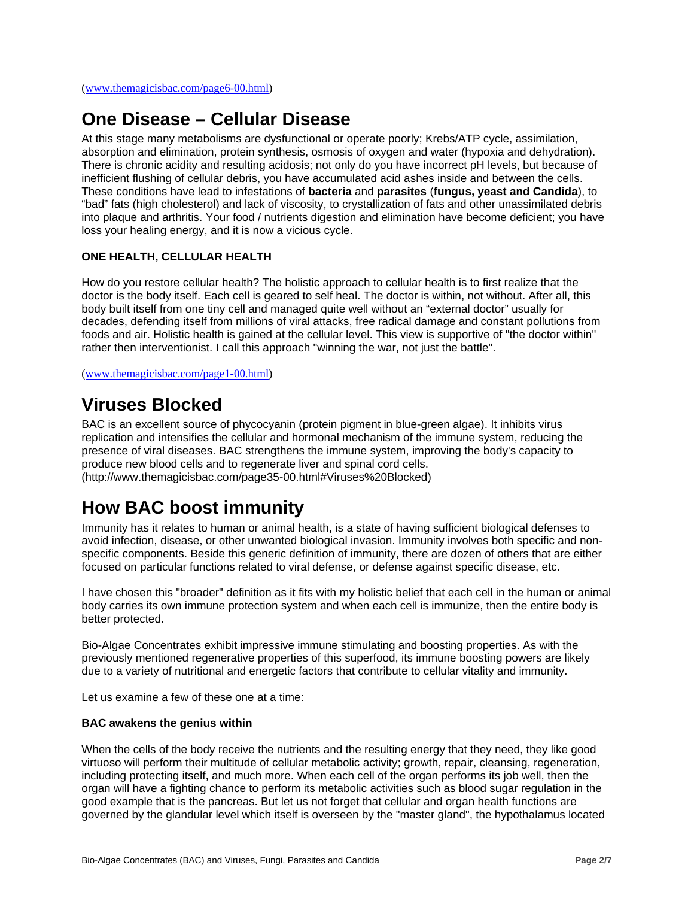(www.themagicisbac.com/page6-00.html)

## One Disease – Cellular Disease

At this stage many metabolisms are dysfunctional or operate poorly; Krebs/ATP cycle, assimilation, absorption and elimination, protein synthesis, osmosis of oxygen and water (hypoxia and dehydration). There is chronic acidity and resulting acidosis; not only do you have incorrect pH levels, but because of inefficient flushing of cellular debris, you have accumulated acid ashes inside and between the cells. These conditions have lead to infestations of **bacteria** and **parasites** (**fungus, yeast and Candida**), to "bad" fats (high cholesterol) and lack of viscosity, to crystallization of fats and other unassimilated debris into plaque and arthritis. Your food / nutrients digestion and elimination have become deficient; you have loss your healing energy, and it is now a vicious cycle.

**ONE HEALTH, CELLULAR HEALTH**

How do you restore cellular health? The holistic approach to cellular health is to first realize that the doctor is the body itself. Each cell is geared to self heal. The doctor is within, not without. After all, this body built itself from one tiny cell and managed quite well without an "external doctor" usually for decades, defending itself from millions of viral attacks, free radical damage and constant pollutions from foods and air. Holistic health is gained at the cellular level. This view is supportive of "the doctor within" rather then interventionist. I call this approach "winning the war, not just the battle".

(www.themagicisbac.com/page1-00.html)

## Viruses Blocked

BAC is an excellent source of phycocyanin (protein pigment in blue-green algae). It inhibits virus replication and intensifies the cellular and hormonal mechanism of the immune system, reducing the presence of viral diseases. BAC strengthens the immune system, improving the body's capacity to produce new blood cells and to regenerate liver and spinal cord cells. (http://www.themagicisbac.com/page35-00.html#Viruses%20Blocked)

## How BAC boost immunity

Immunity has it relates to human or animal health, is a state of having sufficient biological defenses to avoid infection, disease, or other unwanted biological invasion. Immunity involves both specific and non-specific components. Beside this generic definition of immunity, there are dozen of others that are either focused on particular functions related to viral defense, or defense against specific disease, etc.

I have chosen this "broader" definition as it fits with my holistic belief that each cell in the human or animal body carries its own immune protection system and when each cell is immunize, then the entire body is better protected.

Bio-Algae Concentrates exhibit impressive immune stimulating and boosting properties. As with the previously mentioned regenerative properties of this superfood, its immune boosting powers are likely due to a variety of nutritional and energetic factors that contribute to cellular vitality and immunity.

Let us examine a few of these one at a time:

**BAC awakens the genius within**

When the cells of the body receive the nutrients and the resulting energy that they need, they like good virtuoso will perform their multitude of cellular metabolic activity; growth, repair, cleansing, regeneration, including protecting itself, and much more. When each cell of the organ performs its job well, then the organ will have a fighting chance to perform its metabolic activities such as blood sugar regulation in the good example that is the pancreas. But let us not forget that cellular and organ health functions are governed by the glandular level which itself is overseen by the "master gland", the hypothalamus located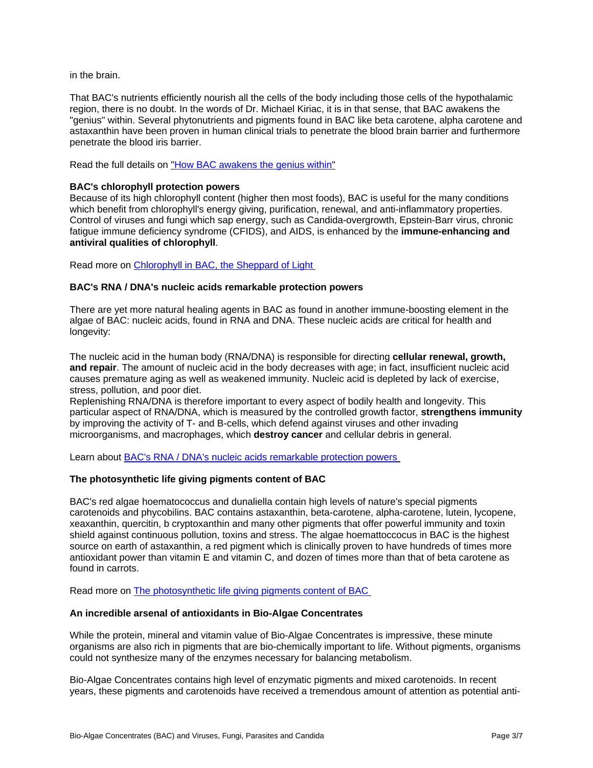in the brain.

That BAC's nutrients efficiently nourish all the cells of the body including those cells of the hypothalamic region, there is no doubt. In the words of Dr. Michael Kiriac, it is in that sense, that BAC awakens the "genius" within. Several phytonutrients and pigments found in BAC like beta carotene, alpha carotene and astaxanthin have been proven in human clinical trials to penetrate the blood brain barrier and furthermore penetrate the blood iris barrier.

Read the full details on "How BAC awakens the genius within"

**BAC's chlorophyll protection powers**

Because of its high chlorophyll content (higher then most foods), BAC is useful for the many conditions which benefit from chlorophyll's energy giving, purification, renewal, and anti-inflammatory properties. Control of viruses and fungi which sap energy, such as Candida-overgrowth, Epstein-Barr virus, chronic fatigue immune deficiency syndrome (CFIDS), and AIDS, is enhanced by the **immune-enhancing and antiviral qualities of chlorophyll**.

Read more on Chlorophyll in BAC, the Sheppard of Light

**BAC's RNA / DNA's nucleic acids remarkable protection powers**

There are yet more natural healing agents in BAC as found in another immune-boosting element in the algae of BAC: nucleic acids, found in RNA and DNA. These nucleic acids are critical for health and longevity:

The nucleic acid in the human body (RNA/DNA) is responsible for directing **cellular renewal, growth, and repair**. The amount of nucleic acid in the body decreases with age; in fact, insufficient nucleic acid causes premature aging as well as weakened immunity. Nucleic acid is depleted by lack of exercise, stress, pollution, and poor diet.
Replenishing RNA/DNA is therefore important to every aspect of bodily health and longevity. This particular aspect of RNA/DNA, which is measured by the controlled growth factor, **strengthens immunity** by improving the activity of T- and B-cells, which defend against viruses and other invading microorganisms, and macrophages, which **destroy cancer** and cellular debris in general.

Learn about BAC's RNA / DNA's nucleic acids remarkable protection powers

**The photosynthetic life giving pigments content of BAC**

BAC's red algae hoematococcus and dunaliella contain high levels of nature's special pigments carotenoids and phycobilins. BAC contains astaxanthin, beta-carotene, alpha-carotene, lutein, lycopene, xeaxanthin, quercitin, b cryptoxanthin and many other pigments that offer powerful immunity and toxin shield against continuous pollution, toxins and stress. The algae hoemattoccocus in BAC is the highest source on earth of astaxanthin, a red pigment which is clinically proven to have hundreds of times more antioxidant power than vitamin E and vitamin C, and dozen of times more than that of beta carotene as found in carrots.

Read more on The photosynthetic life giving pigments content of BAC

**An incredible arsenal of antioxidants in Bio-Algae Concentrates**

While the protein, mineral and vitamin value of Bio-Algae Concentrates is impressive, these minute organisms are also rich in pigments that are bio-chemically important to life. Without pigments, organisms could not synthesize many of the enzymes necessary for balancing metabolism.

Bio-Algae Concentrates contains high level of enzymatic pigments and mixed carotenoids. In recent years, these pigments and carotenoids have received a tremendous amount of attention as potential anti-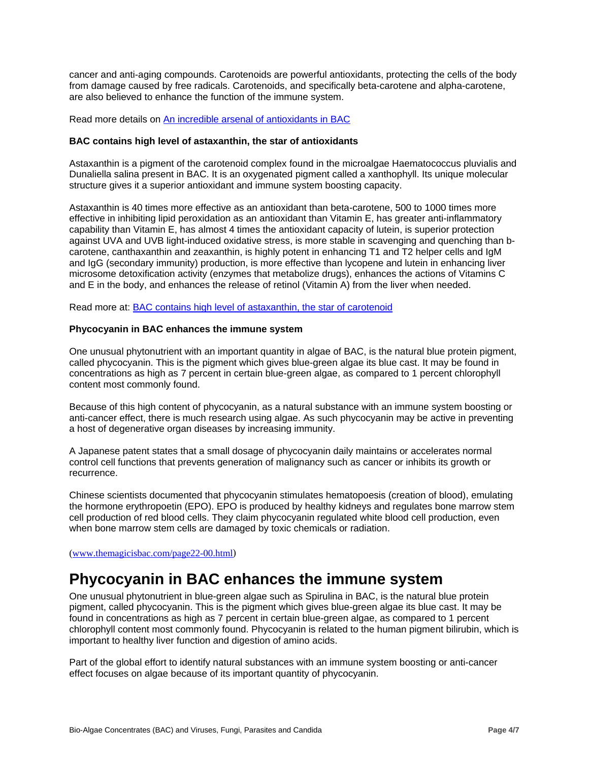cancer and anti-aging compounds. Carotenoids are powerful antioxidants, protecting the cells of the body from damage caused by free radicals. Carotenoids, and specifically beta-carotene and alpha-carotene, are also believed to enhance the function of the immune system.

Read more details on [An incredible arsenal of antioxidants in BAC]()

**BAC contains high level of astaxanthin, the star of antioxidants**

Astaxanthin is a pigment of the carotenoid complex found in the microalgae Haematococcus pluvialis and Dunaliella salina present in BAC. It is an oxygenated pigment called a xanthophyll. Its unique molecular structure gives it a superior antioxidant and immune system boosting capacity.

Astaxanthin is 40 times more effective as an antioxidant than beta-carotene, 500 to 1000 times more effective in inhibiting lipid peroxidation as an antioxidant than Vitamin E, has greater anti-inflammatory capability than Vitamin E, has almost 4 times the antioxidant capacity of lutein, is superior protection against UVA and UVB light-induced oxidative stress, is more stable in scavenging and quenching than b-carotene, canthaxanthin and zeaxanthin, is highly potent in enhancing T1 and T2 helper cells and IgM and IgG (secondary immunity) production, is more effective than lycopene and lutein in enhancing liver microsome detoxification activity (enzymes that metabolize drugs), enhances the actions of Vitamins C and E in the body, and enhances the release of retinol (Vitamin A) from the liver when needed.

Read more at: [BAC contains high level of astaxanthin, the star of carotenoid]()

**Phycocyanin in BAC enhances the immune system**

One unusual phytonutrient with an important quantity in algae of BAC, is the natural blue protein pigment, called phycocyanin. This is the pigment which gives blue-green algae its blue cast. It may be found in concentrations as high as 7 percent in certain blue-green algae, as compared to 1 percent chlorophyll content most commonly found.

Because of this high content of phycocyanin, as a natural substance with an immune system boosting or anti-cancer effect, there is much research using algae. As such phycocyanin may be active in preventing a host of degenerative organ diseases by increasing immunity.

A Japanese patent states that a small dosage of phycocyanin daily maintains or accelerates normal control cell functions that prevents generation of malignancy such as cancer or inhibits its growth or recurrence.

Chinese scientists documented that phycocyanin stimulates hematopoesis (creation of blood), emulating the hormone erythropoetin (EPO). EPO is produced by healthy kidneys and regulates bone marrow stem cell production of red blood cells. They claim phycocyanin regulated white blood cell production, even when bone marrow stem cells are damaged by toxic chemicals or radiation.

([www.themagicisbac.com/page22-00.html](www.themagicisbac.com/page22-00.html))

# Phycocyanin in BAC enhances the immune system

One unusual phytonutrient in blue-green algae such as Spirulina in BAC, is the natural blue protein pigment, called phycocyanin. This is the pigment which gives blue-green algae its blue cast. It may be found in concentrations as high as 7 percent in certain blue-green algae, as compared to 1 percent chlorophyll content most commonly found. Phycocyanin is related to the human pigment bilirubin, which is important to healthy liver function and digestion of amino acids.

Part of the global effort to identify natural substances with an immune system boosting or anti-cancer effect focuses on algae because of its important quantity of phycocyanin.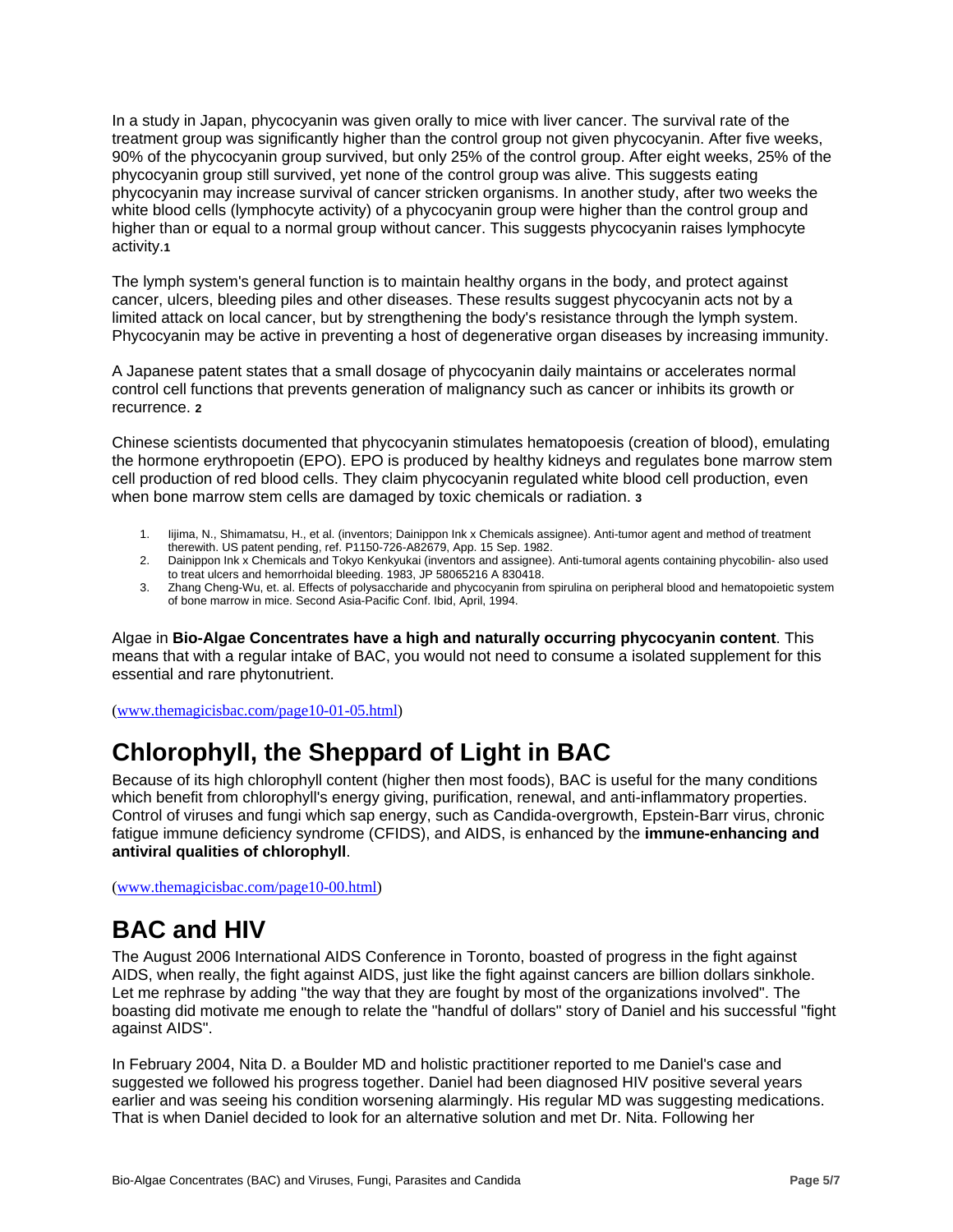In a study in Japan, phycocyanin was given orally to mice with liver cancer. The survival rate of the treatment group was significantly higher than the control group not given phycocyanin. After five weeks, 90% of the phycocyanin group survived, but only 25% of the control group. After eight weeks, 25% of the phycocyanin group still survived, yet none of the control group was alive. This suggests eating phycocyanin may increase survival of cancer stricken organisms. In another study, after two weeks the white blood cells (lymphocyte activity) of a phycocyanin group were higher than the control group and higher than or equal to a normal group without cancer. This suggests phycocyanin raises lymphocyte activity.[1]

The lymph system's general function is to maintain healthy organs in the body, and protect against cancer, ulcers, bleeding piles and other diseases. These results suggest phycocyanin acts not by a limited attack on local cancer, but by strengthening the body's resistance through the lymph system. Phycocyanin may be active in preventing a host of degenerative organ diseases by increasing immunity.

A Japanese patent states that a small dosage of phycocyanin daily maintains or accelerates normal control cell functions that prevents generation of malignancy such as cancer or inhibits its growth or recurrence. [2]

Chinese scientists documented that phycocyanin stimulates hematopoesis (creation of blood), emulating the hormone erythropoetin (EPO). EPO is produced by healthy kidneys and regulates bone marrow stem cell production of red blood cells. They claim phycocyanin regulated white blood cell production, even when bone marrow stem cells are damaged by toxic chemicals or radiation. [3]

1. Iijima, N., Shimamatsu, H., et al. (inventors; Dainippon Ink x Chemicals assignee). Anti-tumor agent and method of treatment therewith. US patent pending, ref. P1150-726-A82679, App. 15 Sep. 1982.
2. Dainippon Ink x Chemicals and Tokyo Kenkyukai (inventors and assignee). Anti-tumoral agents containing phycobilin- also used to treat ulcers and hemorrhoidal bleeding. 1983, JP 58065216 A 830418.
3. Zhang Cheng-Wu, et. al. Effects of polysaccharide and phycocyanin from spirulina on peripheral blood and hematopoietic system of bone marrow in mice. Second Asia-Pacific Conf. Ibid, April, 1994.

Algae in **Bio-Algae Concentrates have a high and naturally occurring phycocyanin content**. This means that with a regular intake of BAC, you would not need to consume a isolated supplement for this essential and rare phytonutrient.

(www.themagicisbac.com/page10-01-05.html)

## Chlorophyll, the Sheppard of Light in BAC

Because of its high chlorophyll content (higher then most foods), BAC is useful for the many conditions which benefit from chlorophyll's energy giving, purification, renewal, and anti-inflammatory properties. Control of viruses and fungi which sap energy, such as Candida-overgrowth, Epstein-Barr virus, chronic fatigue immune deficiency syndrome (CFIDS), and AIDS, is enhanced by the **immune-enhancing and antiviral qualities of chlorophyll**.

(www.themagicisbac.com/page10-00.html)

## BAC and HIV

The August 2006 International AIDS Conference in Toronto, boasted of progress in the fight against AIDS, when really, the fight against AIDS, just like the fight against cancers are billion dollars sinkhole. Let me rephrase by adding "the way that they are fought by most of the organizations involved". The boasting did motivate me enough to relate the "handful of dollars" story of Daniel and his successful "fight against AIDS".

In February 2004, Nita D. a Boulder MD and holistic practitioner reported to me Daniel's case and suggested we followed his progress together. Daniel had been diagnosed HIV positive several years earlier and was seeing his condition worsening alarmingly. His regular MD was suggesting medications. That is when Daniel decided to look for an alternative solution and met Dr. Nita. Following her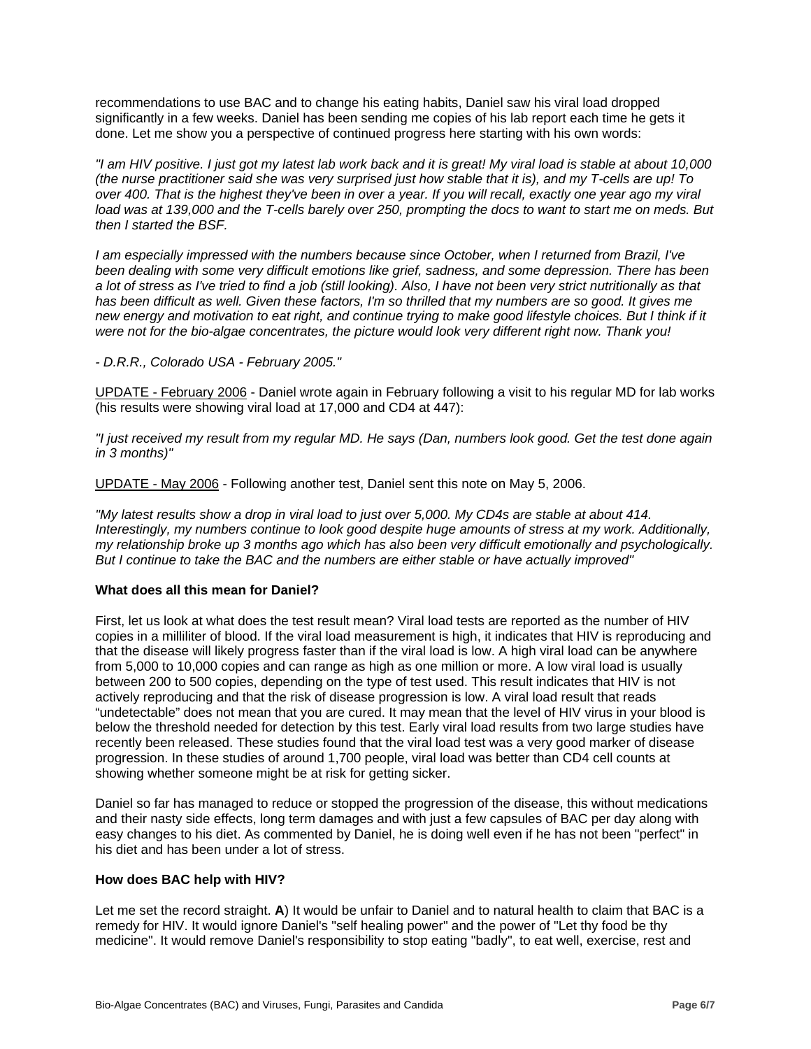recommendations to use BAC and to change his eating habits, Daniel saw his viral load dropped significantly in a few weeks. Daniel has been sending me copies of his lab report each time he gets it done. Let me show you a perspective of continued progress here starting with his own words:

*"I am HIV positive. I just got my latest lab work back and it is great! My viral load is stable at about 10,000 (the nurse practitioner said she was very surprised just how stable that it is), and my T-cells are up! To over 400. That is the highest they've been in over a year. If you will recall, exactly one year ago my viral load was at 139,000 and the T-cells barely over 250, prompting the docs to want to start me on meds. But then I started the BSF.*

*I am especially impressed with the numbers because since October, when I returned from Brazil, I've been dealing with some very difficult emotions like grief, sadness, and some depression. There has been a lot of stress as I've tried to find a job (still looking). Also, I have not been very strict nutritionally as that has been difficult as well. Given these factors, I'm so thrilled that my numbers are so good. It gives me new energy and motivation to eat right, and continue trying to make good lifestyle choices. But I think if it were not for the bio-algae concentrates, the picture would look very different right now. Thank you!*

*- D.R.R., Colorado USA - February 2005."*

<u>UPDATE - February 2006</u> - Daniel wrote again in February following a visit to his regular MD for lab works (his results were showing viral load at 17,000 and CD4 at 447):

*"I just received my result from my regular MD. He says (Dan, numbers look good. Get the test done again in 3 months)"*

<u>UPDATE - May 2006</u> - Following another test, Daniel sent this note on May 5, 2006.

*"My latest results show a drop in viral load to just over 5,000. My CD4s are stable at about 414. Interestingly, my numbers continue to look good despite huge amounts of stress at my work. Additionally, my relationship broke up 3 months ago which has also been very difficult emotionally and psychologically. But I continue to take the BAC and the numbers are either stable or have actually improved"*

**What does all this mean for Daniel?**

First, let us look at what does the test result mean? Viral load tests are reported as the number of HIV copies in a milliliter of blood. If the viral load measurement is high, it indicates that HIV is reproducing and that the disease will likely progress faster than if the viral load is low. A high viral load can be anywhere from 5,000 to 10,000 copies and can range as high as one million or more. A low viral load is usually between 200 to 500 copies, depending on the type of test used. This result indicates that HIV is not actively reproducing and that the risk of disease progression is low. A viral load result that reads "undetectable" does not mean that you are cured. It may mean that the level of HIV virus in your blood is below the threshold needed for detection by this test. Early viral load results from two large studies have recently been released. These studies found that the viral load test was a very good marker of disease progression. In these studies of around 1,700 people, viral load was better than CD4 cell counts at showing whether someone might be at risk for getting sicker.

Daniel so far has managed to reduce or stopped the progression of the disease, this without medications and their nasty side effects, long term damages and with just a few capsules of BAC per day along with easy changes to his diet. As commented by Daniel, he is doing well even if he has not been "perfect" in his diet and has been under a lot of stress.

**How does BAC help with HIV?**

Let me set the record straight. **A**) It would be unfair to Daniel and to natural health to claim that BAC is a remedy for HIV. It would ignore Daniel's "self healing power" and the power of "Let thy food be thy medicine". It would remove Daniel's responsibility to stop eating "badly", to eat well, exercise, rest and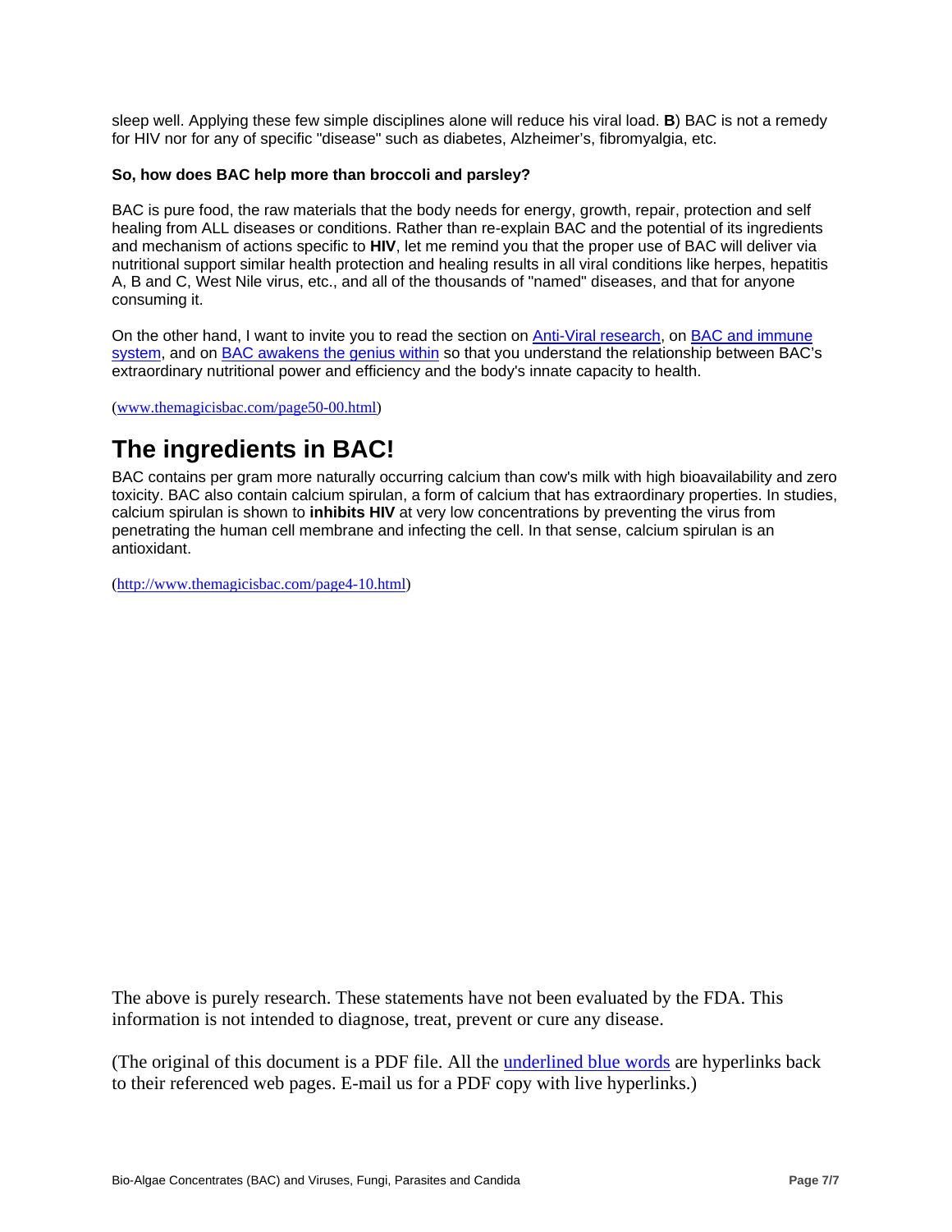sleep well. Applying these few simple disciplines alone will reduce his viral load. **B**) BAC is not a remedy for HIV nor for any of specific "disease" such as diabetes, Alzheimer's, fibromyalgia, etc.

**So, how does BAC help more than broccoli and parsley?**

BAC is pure food, the raw materials that the body needs for energy, growth, repair, protection and self healing from ALL diseases or conditions. Rather than re-explain BAC and the potential of its ingredients and mechanism of actions specific to **HIV**, let me remind you that the proper use of BAC will deliver via nutritional support similar health protection and healing results in all viral conditions like herpes, hepatitis A, B and C, West Nile virus, etc., and all of the thousands of "named" diseases, and that for anyone consuming it.

On the other hand, I want to invite you to read the section on Anti-Viral research, on BAC and immune system, and on BAC awakens the genius within so that you understand the relationship between BAC's extraordinary nutritional power and efficiency and the body's innate capacity to health.

(www.themagicisbac.com/page50-00.html)

# The ingredients in BAC!

BAC contains per gram more naturally occurring calcium than cow's milk with high bioavailability and zero toxicity. BAC also contain calcium spirulan, a form of calcium that has extraordinary properties. In studies, calcium spirulan is shown to **inhibits HIV** at very low concentrations by preventing the virus from penetrating the human cell membrane and infecting the cell. In that sense, calcium spirulan is an antioxidant.

(http://www.themagicisbac.com/page4-10.html)

The above is purely research. These statements have not been evaluated by the FDA. This information is not intended to diagnose, treat, prevent or cure any disease.

(The original of this document is a PDF file. All the underlined blue words are hyperlinks back to their referenced web pages. E-mail us for a PDF copy with live hyperlinks.)